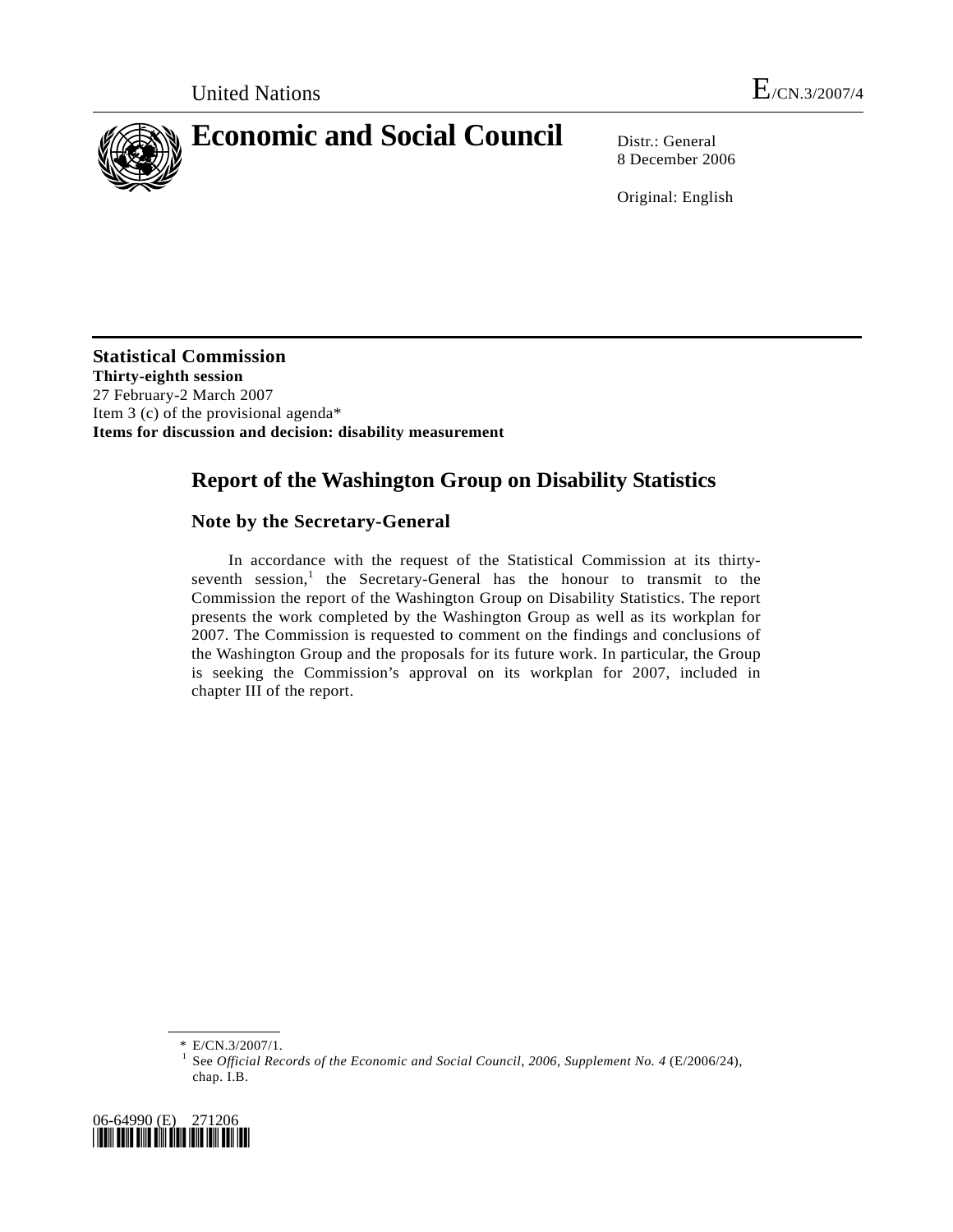United Nations E/CN.3/2007/4

# Economic and Social Council

Distr.: General
8 December 2006

Original: English

**Statistical Commission**
**Thirty-eighth session**
27 February-2 March 2007
Item 3 (c) of the provisional agenda*
**Items for discussion and decision: disability measurement**

## Report of the Washington Group on Disability Statistics

### Note by the Secretary-General

In accordance with the request of the Statistical Commission at its thirty-seventh session,[1] the Secretary-General has the honour to transmit to the Commission the report of the Washington Group on Disability Statistics. The report presents the work completed by the Washington Group as well as its workplan for 2007. The Commission is requested to comment on the findings and conclusions of the Washington Group and the proposals for its future work. In particular, the Group is seeking the Commission's approval on its workplan for 2007, included in chapter III of the report.

---

\* E/CN.3/2007/1.

[1] See *Official Records of the Economic and Social Council, 2006, Supplement No. 4* (E/2006/24), chap. I.B.

06-64990 (E) 271206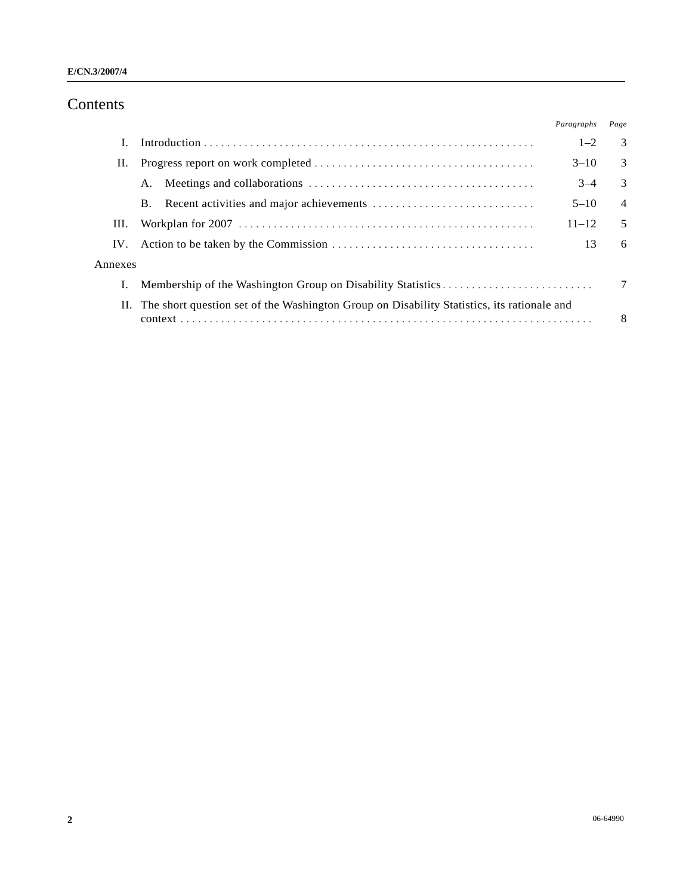# Contents

| | | Paragraphs | Page |
|---|---|---|---|
| I. | Introduction | 1–2 | 3 |
| II. | Progress report on work completed | 3–10 | 3 |
| | A. Meetings and collaborations | 3–4 | 3 |
| | B. Recent activities and major achievements | 5–10 | 4 |
| III. | Workplan for 2007 | 11–12 | 5 |
| IV. | Action to be taken by the Commission | 13 | 6 |
| Annexes | | | |
| I. | Membership of the Washington Group on Disability Statistics | | 7 |
| II. | The short question set of the Washington Group on Disability Statistics, its rationale and context | | 8 |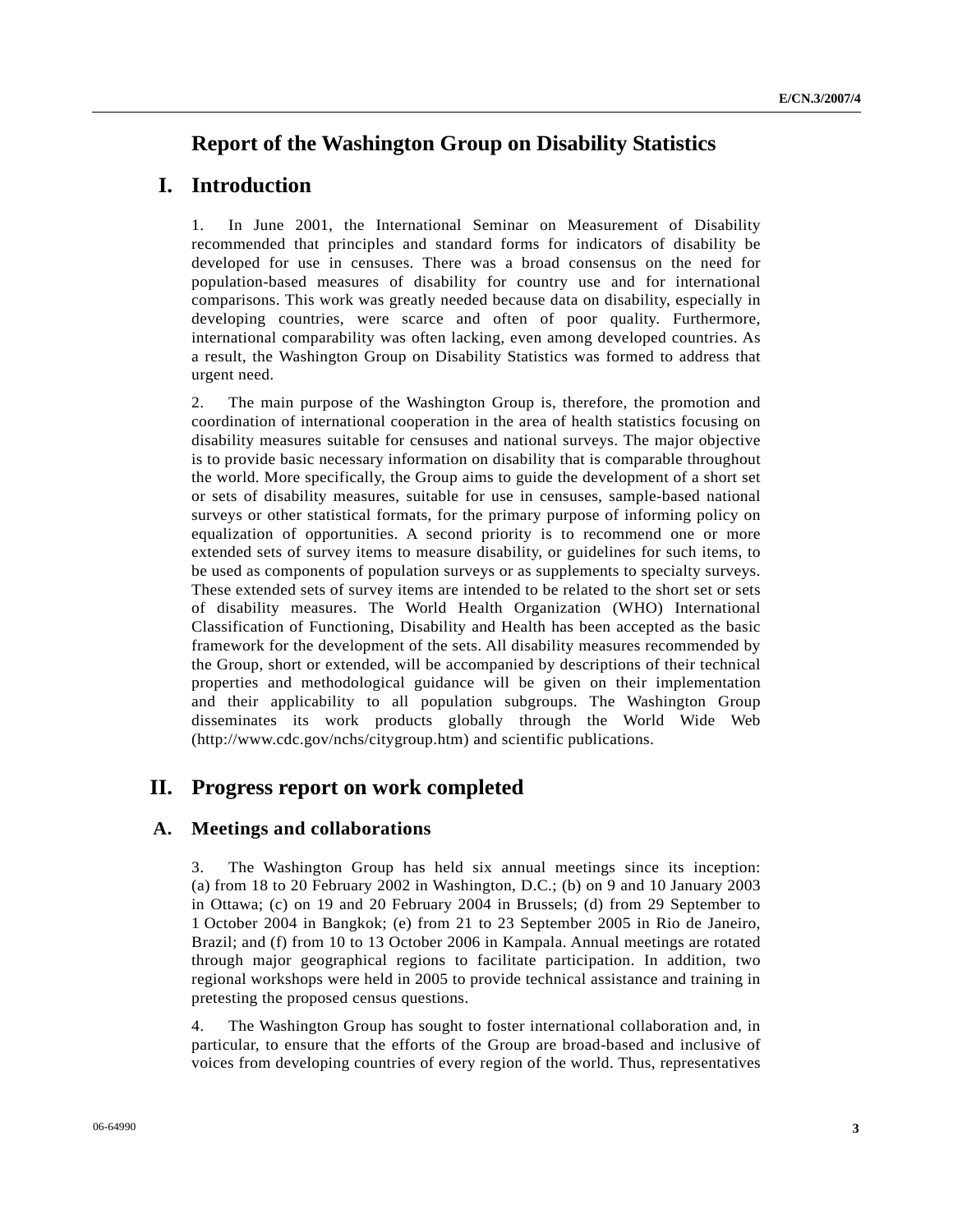# Report of the Washington Group on Disability Statistics

## I. Introduction

1. In June 2001, the International Seminar on Measurement of Disability recommended that principles and standard forms for indicators of disability be developed for use in censuses. There was a broad consensus on the need for population-based measures of disability for country use and for international comparisons. This work was greatly needed because data on disability, especially in developing countries, were scarce and often of poor quality. Furthermore, international comparability was often lacking, even among developed countries. As a result, the Washington Group on Disability Statistics was formed to address that urgent need.

2. The main purpose of the Washington Group is, therefore, the promotion and coordination of international cooperation in the area of health statistics focusing on disability measures suitable for censuses and national surveys. The major objective is to provide basic necessary information on disability that is comparable throughout the world. More specifically, the Group aims to guide the development of a short set or sets of disability measures, suitable for use in censuses, sample-based national surveys or other statistical formats, for the primary purpose of informing policy on equalization of opportunities. A second priority is to recommend one or more extended sets of survey items to measure disability, or guidelines for such items, to be used as components of population surveys or as supplements to specialty surveys. These extended sets of survey items are intended to be related to the short set or sets of disability measures. The World Health Organization (WHO) International Classification of Functioning, Disability and Health has been accepted as the basic framework for the development of the sets. All disability measures recommended by the Group, short or extended, will be accompanied by descriptions of their technical properties and methodological guidance will be given on their implementation and their applicability to all population subgroups. The Washington Group disseminates its work products globally through the World Wide Web (http://www.cdc.gov/nchs/citygroup.htm) and scientific publications.

## II. Progress report on work completed

### A. Meetings and collaborations

3. The Washington Group has held six annual meetings since its inception: (a) from 18 to 20 February 2002 in Washington, D.C.; (b) on 9 and 10 January 2003 in Ottawa; (c) on 19 and 20 February 2004 in Brussels; (d) from 29 September to 1 October 2004 in Bangkok; (e) from 21 to 23 September 2005 in Rio de Janeiro, Brazil; and (f) from 10 to 13 October 2006 in Kampala. Annual meetings are rotated through major geographical regions to facilitate participation. In addition, two regional workshops were held in 2005 to provide technical assistance and training in pretesting the proposed census questions.

4. The Washington Group has sought to foster international collaboration and, in particular, to ensure that the efforts of the Group are broad-based and inclusive of voices from developing countries of every region of the world. Thus, representatives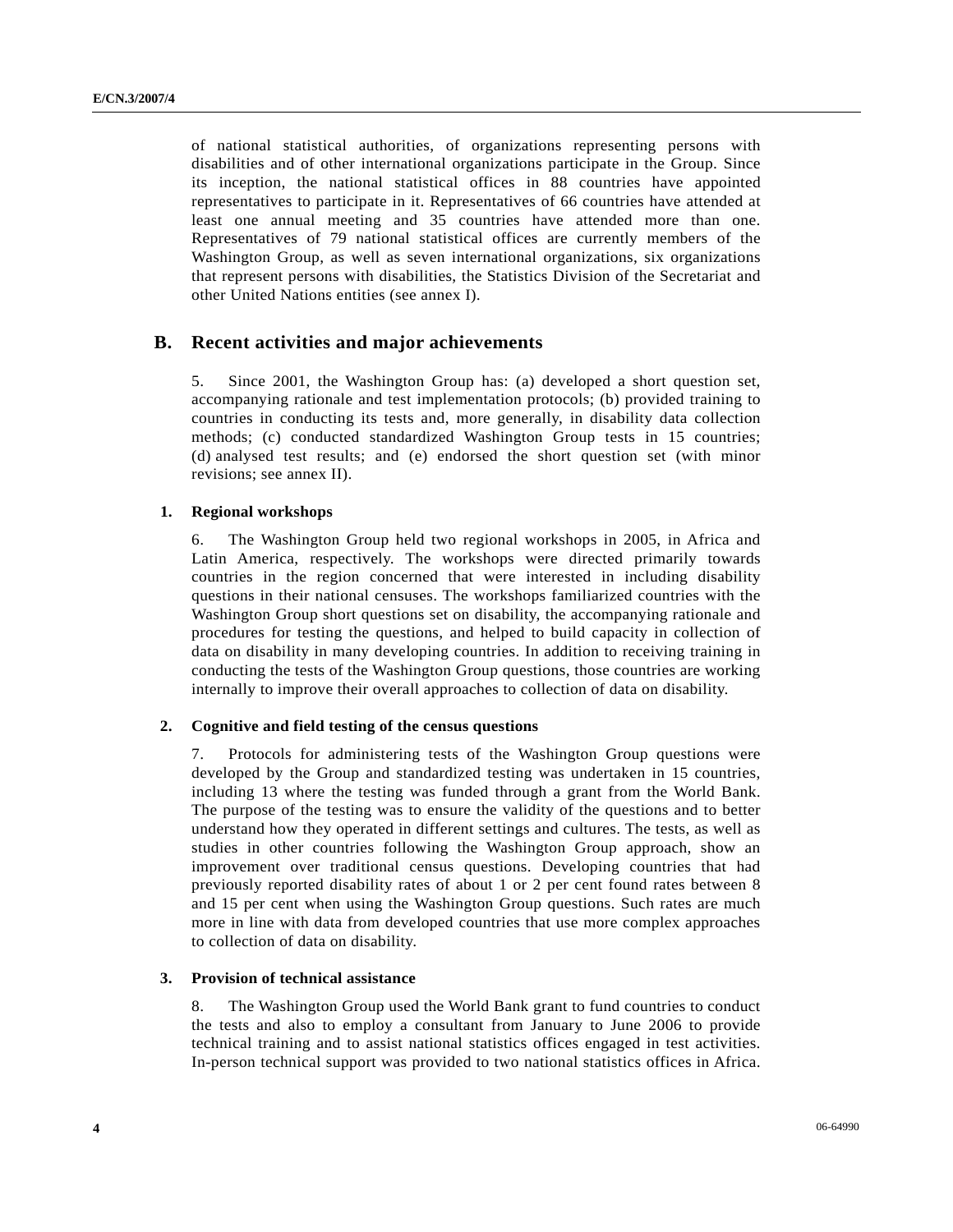of national statistical authorities, of organizations representing persons with disabilities and of other international organizations participate in the Group. Since its inception, the national statistical offices in 88 countries have appointed representatives to participate in it. Representatives of 66 countries have attended at least one annual meeting and 35 countries have attended more than one. Representatives of 79 national statistical offices are currently members of the Washington Group, as well as seven international organizations, six organizations that represent persons with disabilities, the Statistics Division of the Secretariat and other United Nations entities (see annex I).

## B. Recent activities and major achievements

5. Since 2001, the Washington Group has: (a) developed a short question set, accompanying rationale and test implementation protocols; (b) provided training to countries in conducting its tests and, more generally, in disability data collection methods; (c) conducted standardized Washington Group tests in 15 countries; (d) analysed test results; and (e) endorsed the short question set (with minor revisions; see annex II).

### 1. Regional workshops

6. The Washington Group held two regional workshops in 2005, in Africa and Latin America, respectively. The workshops were directed primarily towards countries in the region concerned that were interested in including disability questions in their national censuses. The workshops familiarized countries with the Washington Group short questions set on disability, the accompanying rationale and procedures for testing the questions, and helped to build capacity in collection of data on disability in many developing countries. In addition to receiving training in conducting the tests of the Washington Group questions, those countries are working internally to improve their overall approaches to collection of data on disability.

### 2. Cognitive and field testing of the census questions

7. Protocols for administering tests of the Washington Group questions were developed by the Group and standardized testing was undertaken in 15 countries, including 13 where the testing was funded through a grant from the World Bank. The purpose of the testing was to ensure the validity of the questions and to better understand how they operated in different settings and cultures. The tests, as well as studies in other countries following the Washington Group approach, show an improvement over traditional census questions. Developing countries that had previously reported disability rates of about 1 or 2 per cent found rates between 8 and 15 per cent when using the Washington Group questions. Such rates are much more in line with data from developed countries that use more complex approaches to collection of data on disability.

### 3. Provision of technical assistance

8. The Washington Group used the World Bank grant to fund countries to conduct the tests and also to employ a consultant from January to June 2006 to provide technical training and to assist national statistics offices engaged in test activities. In-person technical support was provided to two national statistics offices in Africa.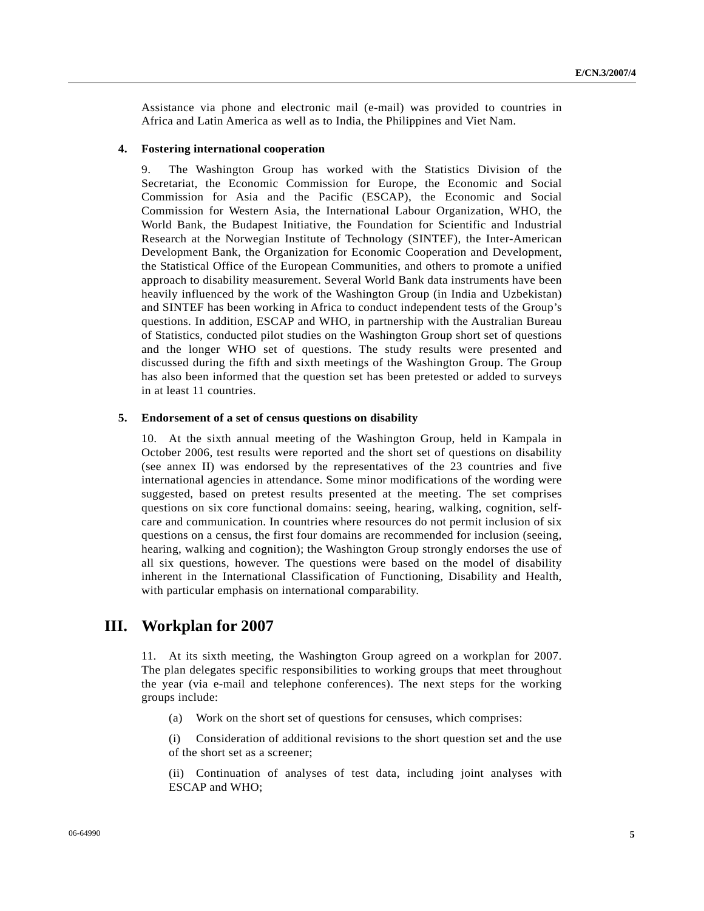Assistance via phone and electronic mail (e-mail) was provided to countries in Africa and Latin America as well as to India, the Philippines and Viet Nam.

### 4. Fostering international cooperation

9. The Washington Group has worked with the Statistics Division of the Secretariat, the Economic Commission for Europe, the Economic and Social Commission for Asia and the Pacific (ESCAP), the Economic and Social Commission for Western Asia, the International Labour Organization, WHO, the World Bank, the Budapest Initiative, the Foundation for Scientific and Industrial Research at the Norwegian Institute of Technology (SINTEF), the Inter-American Development Bank, the Organization for Economic Cooperation and Development, the Statistical Office of the European Communities, and others to promote a unified approach to disability measurement. Several World Bank data instruments have been heavily influenced by the work of the Washington Group (in India and Uzbekistan) and SINTEF has been working in Africa to conduct independent tests of the Group's questions. In addition, ESCAP and WHO, in partnership with the Australian Bureau of Statistics, conducted pilot studies on the Washington Group short set of questions and the longer WHO set of questions. The study results were presented and discussed during the fifth and sixth meetings of the Washington Group. The Group has also been informed that the question set has been pretested or added to surveys in at least 11 countries.

### 5. Endorsement of a set of census questions on disability

10. At the sixth annual meeting of the Washington Group, held in Kampala in October 2006, test results were reported and the short set of questions on disability (see annex II) was endorsed by the representatives of the 23 countries and five international agencies in attendance. Some minor modifications of the wording were suggested, based on pretest results presented at the meeting. The set comprises questions on six core functional domains: seeing, hearing, walking, cognition, self-care and communication. In countries where resources do not permit inclusion of six questions on a census, the first four domains are recommended for inclusion (seeing, hearing, walking and cognition); the Washington Group strongly endorses the use of all six questions, however. The questions were based on the model of disability inherent in the International Classification of Functioning, Disability and Health, with particular emphasis on international comparability.

## III. Workplan for 2007

11. At its sixth meeting, the Washington Group agreed on a workplan for 2007. The plan delegates specific responsibilities to working groups that meet throughout the year (via e-mail and telephone conferences). The next steps for the working groups include:

(a) Work on the short set of questions for censuses, which comprises:

(i) Consideration of additional revisions to the short question set and the use of the short set as a screener;

(ii) Continuation of analyses of test data, including joint analyses with ESCAP and WHO;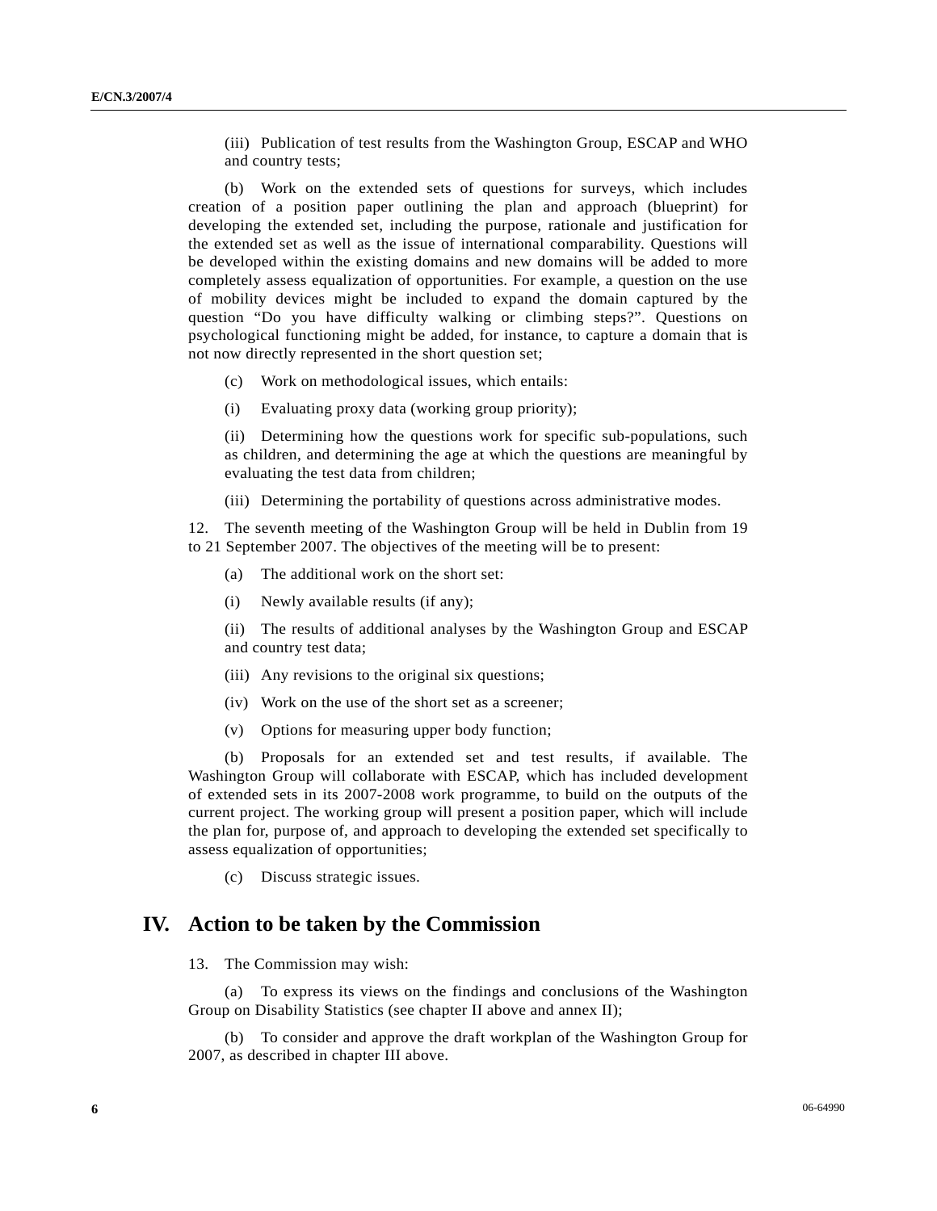(iii) Publication of test results from the Washington Group, ESCAP and WHO and country tests;

(b) Work on the extended sets of questions for surveys, which includes creation of a position paper outlining the plan and approach (blueprint) for developing the extended set, including the purpose, rationale and justification for the extended set as well as the issue of international comparability. Questions will be developed within the existing domains and new domains will be added to more completely assess equalization of opportunities. For example, a question on the use of mobility devices might be included to expand the domain captured by the question "Do you have difficulty walking or climbing steps?". Questions on psychological functioning might be added, for instance, to capture a domain that is not now directly represented in the short question set;

(c) Work on methodological issues, which entails:

(i) Evaluating proxy data (working group priority);

(ii) Determining how the questions work for specific sub-populations, such as children, and determining the age at which the questions are meaningful by evaluating the test data from children;

(iii) Determining the portability of questions across administrative modes.

12. The seventh meeting of the Washington Group will be held in Dublin from 19 to 21 September 2007. The objectives of the meeting will be to present:

(a) The additional work on the short set:

(i) Newly available results (if any);

(ii) The results of additional analyses by the Washington Group and ESCAP and country test data;

(iii) Any revisions to the original six questions;

(iv) Work on the use of the short set as a screener;

(v) Options for measuring upper body function;

(b) Proposals for an extended set and test results, if available. The Washington Group will collaborate with ESCAP, which has included development of extended sets in its 2007-2008 work programme, to build on the outputs of the current project. The working group will present a position paper, which will include the plan for, purpose of, and approach to developing the extended set specifically to assess equalization of opportunities;

(c) Discuss strategic issues.

## IV. Action to be taken by the Commission

13. The Commission may wish:

(a) To express its views on the findings and conclusions of the Washington Group on Disability Statistics (see chapter II above and annex II);

(b) To consider and approve the draft workplan of the Washington Group for 2007, as described in chapter III above.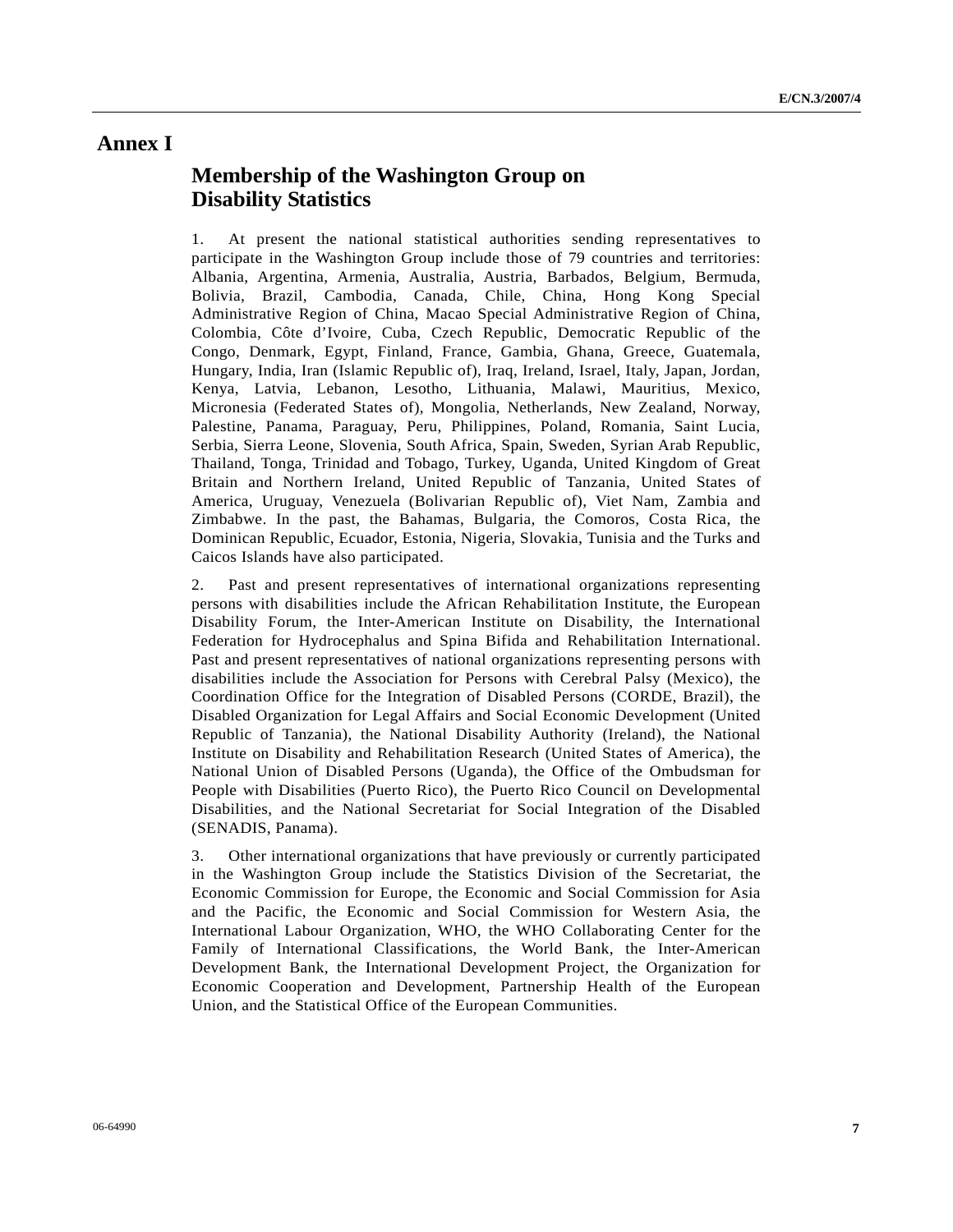# Annex I

## Membership of the Washington Group on Disability Statistics

1. At present the national statistical authorities sending representatives to participate in the Washington Group include those of 79 countries and territories: Albania, Argentina, Armenia, Australia, Austria, Barbados, Belgium, Bermuda, Bolivia, Brazil, Cambodia, Canada, Chile, China, Hong Kong Special Administrative Region of China, Macao Special Administrative Region of China, Colombia, Côte d'Ivoire, Cuba, Czech Republic, Democratic Republic of the Congo, Denmark, Egypt, Finland, France, Gambia, Ghana, Greece, Guatemala, Hungary, India, Iran (Islamic Republic of), Iraq, Ireland, Israel, Italy, Japan, Jordan, Kenya, Latvia, Lebanon, Lesotho, Lithuania, Malawi, Mauritius, Mexico, Micronesia (Federated States of), Mongolia, Netherlands, New Zealand, Norway, Palestine, Panama, Paraguay, Peru, Philippines, Poland, Romania, Saint Lucia, Serbia, Sierra Leone, Slovenia, South Africa, Spain, Sweden, Syrian Arab Republic, Thailand, Tonga, Trinidad and Tobago, Turkey, Uganda, United Kingdom of Great Britain and Northern Ireland, United Republic of Tanzania, United States of America, Uruguay, Venezuela (Bolivarian Republic of), Viet Nam, Zambia and Zimbabwe. In the past, the Bahamas, Bulgaria, the Comoros, Costa Rica, the Dominican Republic, Ecuador, Estonia, Nigeria, Slovakia, Tunisia and the Turks and Caicos Islands have also participated.

2. Past and present representatives of international organizations representing persons with disabilities include the African Rehabilitation Institute, the European Disability Forum, the Inter-American Institute on Disability, the International Federation for Hydrocephalus and Spina Bifida and Rehabilitation International. Past and present representatives of national organizations representing persons with disabilities include the Association for Persons with Cerebral Palsy (Mexico), the Coordination Office for the Integration of Disabled Persons (CORDE, Brazil), the Disabled Organization for Legal Affairs and Social Economic Development (United Republic of Tanzania), the National Disability Authority (Ireland), the National Institute on Disability and Rehabilitation Research (United States of America), the National Union of Disabled Persons (Uganda), the Office of the Ombudsman for People with Disabilities (Puerto Rico), the Puerto Rico Council on Developmental Disabilities, and the National Secretariat for Social Integration of the Disabled (SENADIS, Panama).

3. Other international organizations that have previously or currently participated in the Washington Group include the Statistics Division of the Secretariat, the Economic Commission for Europe, the Economic and Social Commission for Asia and the Pacific, the Economic and Social Commission for Western Asia, the International Labour Organization, WHO, the WHO Collaborating Center for the Family of International Classifications, the World Bank, the Inter-American Development Bank, the International Development Project, the Organization for Economic Cooperation and Development, Partnership Health of the European Union, and the Statistical Office of the European Communities.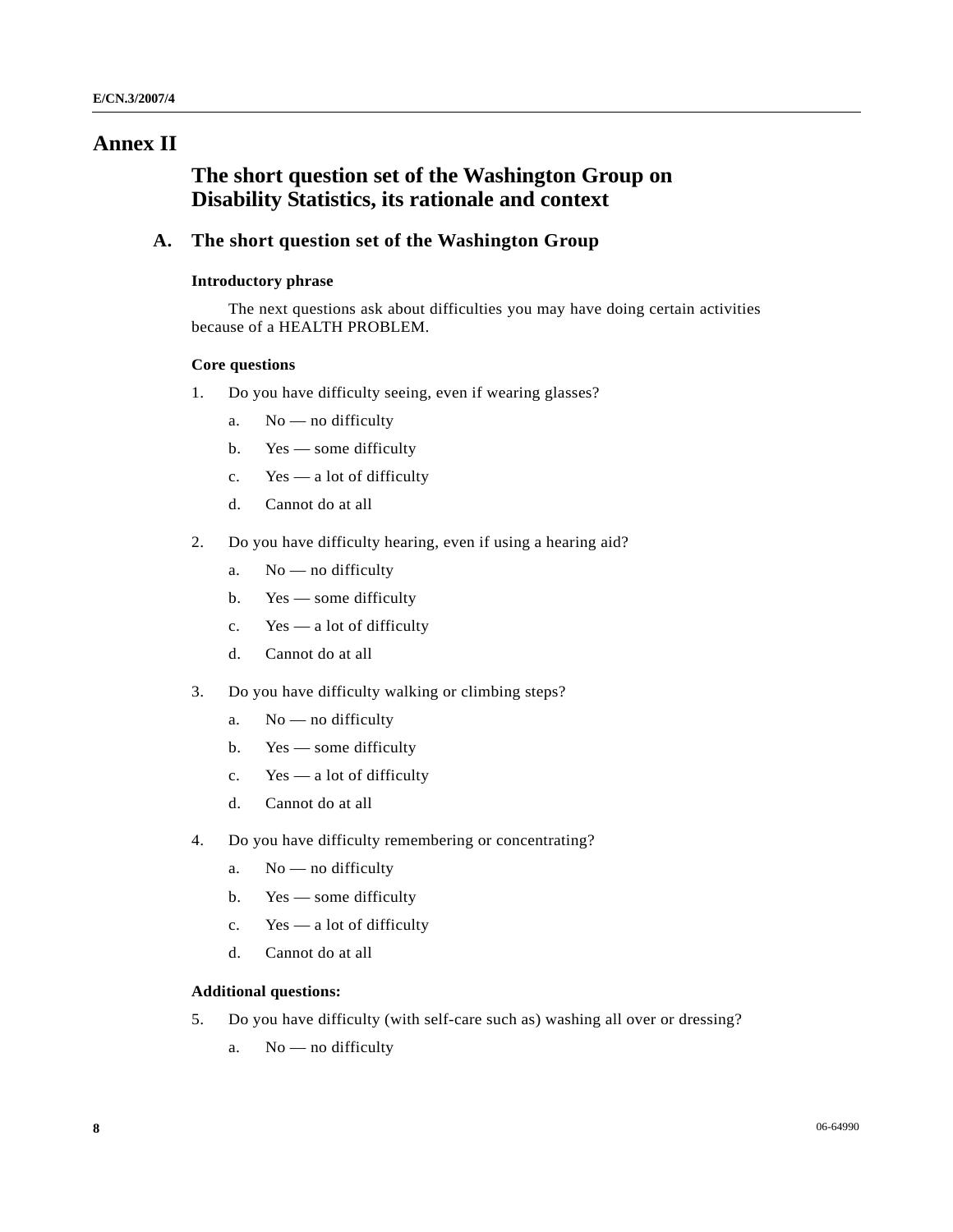# Annex II

## The short question set of the Washington Group on Disability Statistics, its rationale and context

### A. The short question set of the Washington Group

**Introductory phrase**

The next questions ask about difficulties you may have doing certain activities because of a HEALTH PROBLEM.

**Core questions**

1. Do you have difficulty seeing, even if wearing glasses?
   a. No — no difficulty
   b. Yes — some difficulty
   c. Yes — a lot of difficulty
   d. Cannot do at all

2. Do you have difficulty hearing, even if using a hearing aid?
   a. No — no difficulty
   b. Yes — some difficulty
   c. Yes — a lot of difficulty
   d. Cannot do at all

3. Do you have difficulty walking or climbing steps?
   a. No — no difficulty
   b. Yes — some difficulty
   c. Yes — a lot of difficulty
   d. Cannot do at all

4. Do you have difficulty remembering or concentrating?
   a. No — no difficulty
   b. Yes — some difficulty
   c. Yes — a lot of difficulty
   d. Cannot do at all

**Additional questions:**

5. Do you have difficulty (with self-care such as) washing all over or dressing?
   a. No — no difficulty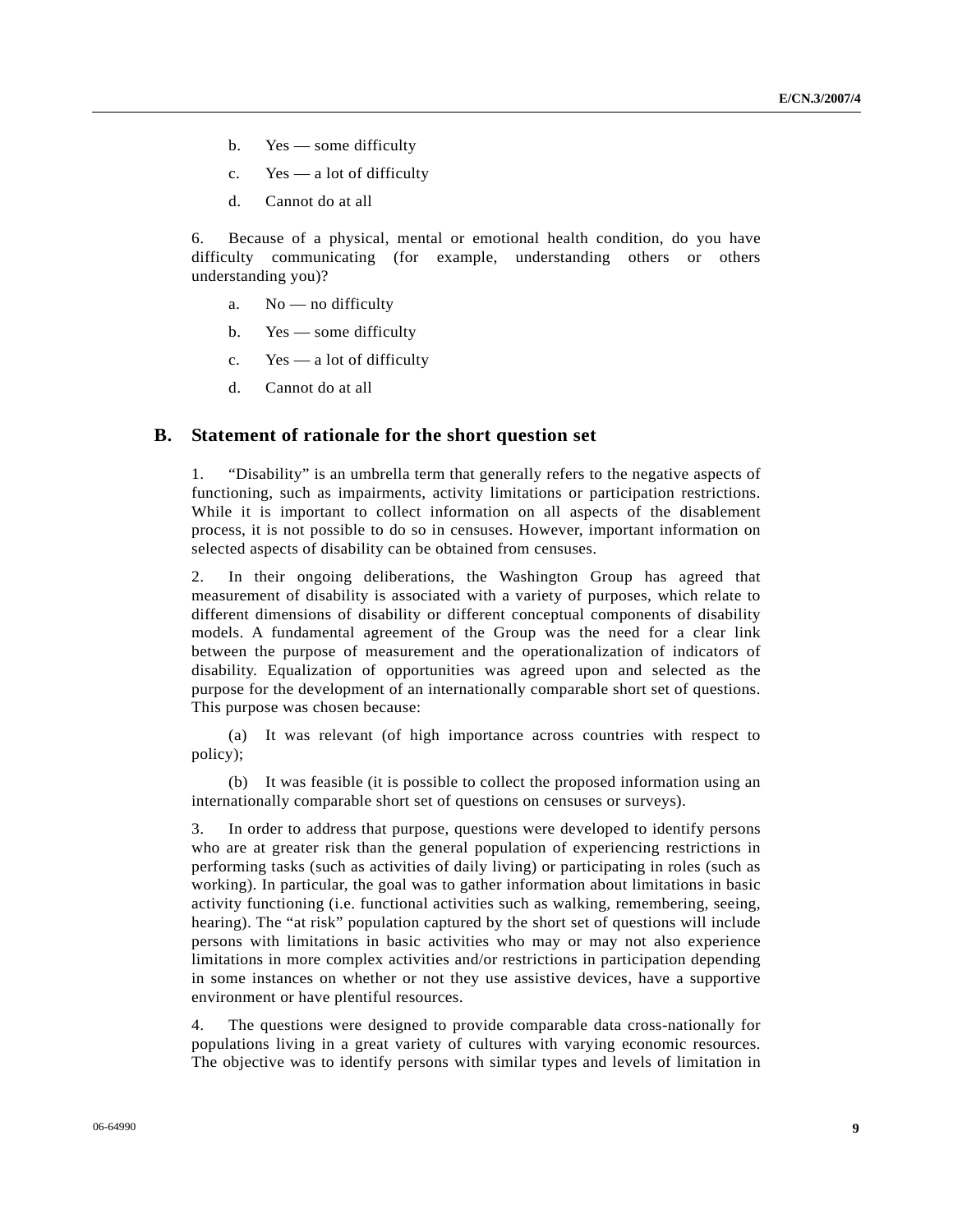b. Yes — some difficulty

c. Yes — a lot of difficulty

d. Cannot do at all

6. Because of a physical, mental or emotional health condition, do you have difficulty communicating (for example, understanding others or others understanding you)?

a. No — no difficulty

b. Yes — some difficulty

c. Yes — a lot of difficulty

d. Cannot do at all

## B. Statement of rationale for the short question set

1. “Disability” is an umbrella term that generally refers to the negative aspects of functioning, such as impairments, activity limitations or participation restrictions. While it is important to collect information on all aspects of the disablement process, it is not possible to do so in censuses. However, important information on selected aspects of disability can be obtained from censuses.

2. In their ongoing deliberations, the Washington Group has agreed that measurement of disability is associated with a variety of purposes, which relate to different dimensions of disability or different conceptual components of disability models. A fundamental agreement of the Group was the need for a clear link between the purpose of measurement and the operationalization of indicators of disability. Equalization of opportunities was agreed upon and selected as the purpose for the development of an internationally comparable short set of questions. This purpose was chosen because:

(a) It was relevant (of high importance across countries with respect to policy);

(b) It was feasible (it is possible to collect the proposed information using an internationally comparable short set of questions on censuses or surveys).

3. In order to address that purpose, questions were developed to identify persons who are at greater risk than the general population of experiencing restrictions in performing tasks (such as activities of daily living) or participating in roles (such as working). In particular, the goal was to gather information about limitations in basic activity functioning (i.e. functional activities such as walking, remembering, seeing, hearing). The “at risk” population captured by the short set of questions will include persons with limitations in basic activities who may or may not also experience limitations in more complex activities and/or restrictions in participation depending in some instances on whether or not they use assistive devices, have a supportive environment or have plentiful resources.

4. The questions were designed to provide comparable data cross-nationally for populations living in a great variety of cultures with varying economic resources. The objective was to identify persons with similar types and levels of limitation in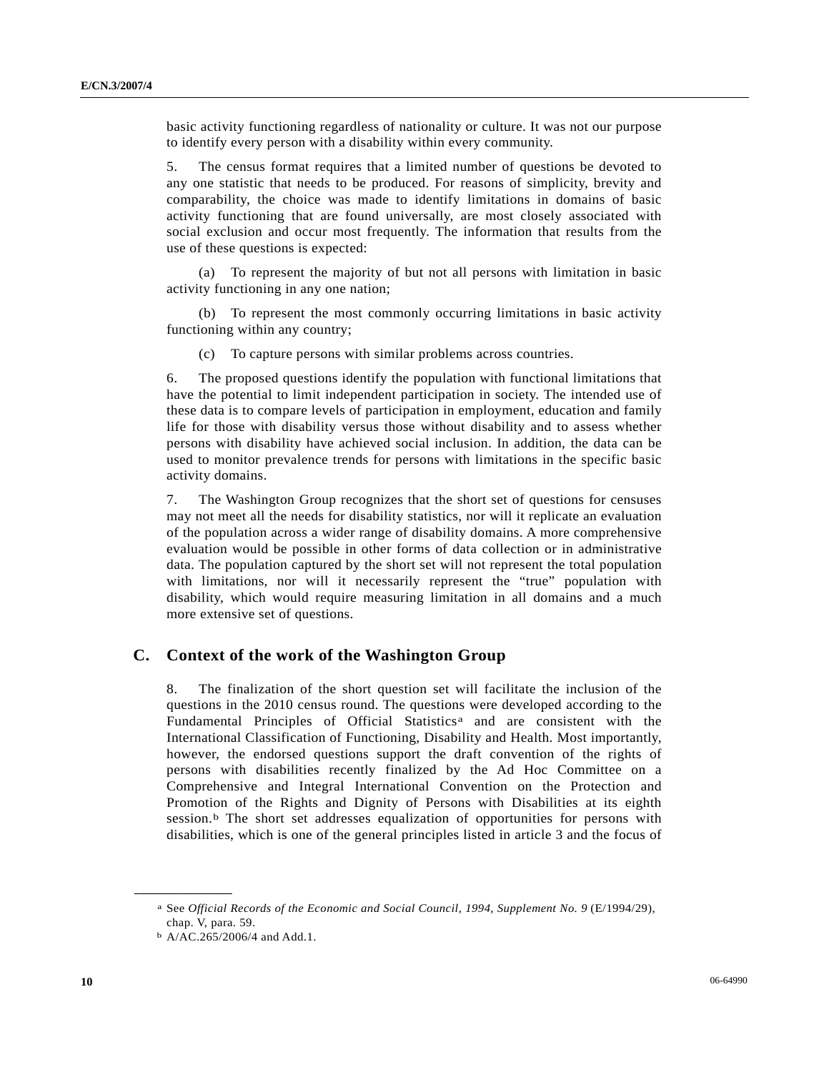basic activity functioning regardless of nationality or culture. It was not our purpose to identify every person with a disability within every community.

5. The census format requires that a limited number of questions be devoted to any one statistic that needs to be produced. For reasons of simplicity, brevity and comparability, the choice was made to identify limitations in domains of basic activity functioning that are found universally, are most closely associated with social exclusion and occur most frequently. The information that results from the use of these questions is expected:

(a) To represent the majority of but not all persons with limitation in basic activity functioning in any one nation;

(b) To represent the most commonly occurring limitations in basic activity functioning within any country;

(c) To capture persons with similar problems across countries.

6. The proposed questions identify the population with functional limitations that have the potential to limit independent participation in society. The intended use of these data is to compare levels of participation in employment, education and family life for those with disability versus those without disability and to assess whether persons with disability have achieved social inclusion. In addition, the data can be used to monitor prevalence trends for persons with limitations in the specific basic activity domains.

7. The Washington Group recognizes that the short set of questions for censuses may not meet all the needs for disability statistics, nor will it replicate an evaluation of the population across a wider range of disability domains. A more comprehensive evaluation would be possible in other forms of data collection or in administrative data. The population captured by the short set will not represent the total population with limitations, nor will it necessarily represent the "true" population with disability, which would require measuring limitation in all domains and a much more extensive set of questions.

## C. Context of the work of the Washington Group

8. The finalization of the short question set will facilitate the inclusion of the questions in the 2010 census round. The questions were developed according to the Fundamental Principles of Official Statistics[a] and are consistent with the International Classification of Functioning, Disability and Health. Most importantly, however, the endorsed questions support the draft convention of the rights of persons with disabilities recently finalized by the Ad Hoc Committee on a Comprehensive and Integral International Convention on the Protection and Promotion of the Rights and Dignity of Persons with Disabilities at its eighth session.[b] The short set addresses equalization of opportunities for persons with disabilities, which is one of the general principles listed in article 3 and the focus of

---

[a] See *Official Records of the Economic and Social Council, 1994, Supplement No. 9* (E/1994/29), chap. V, para. 59.

[b] A/AC.265/2006/4 and Add.1.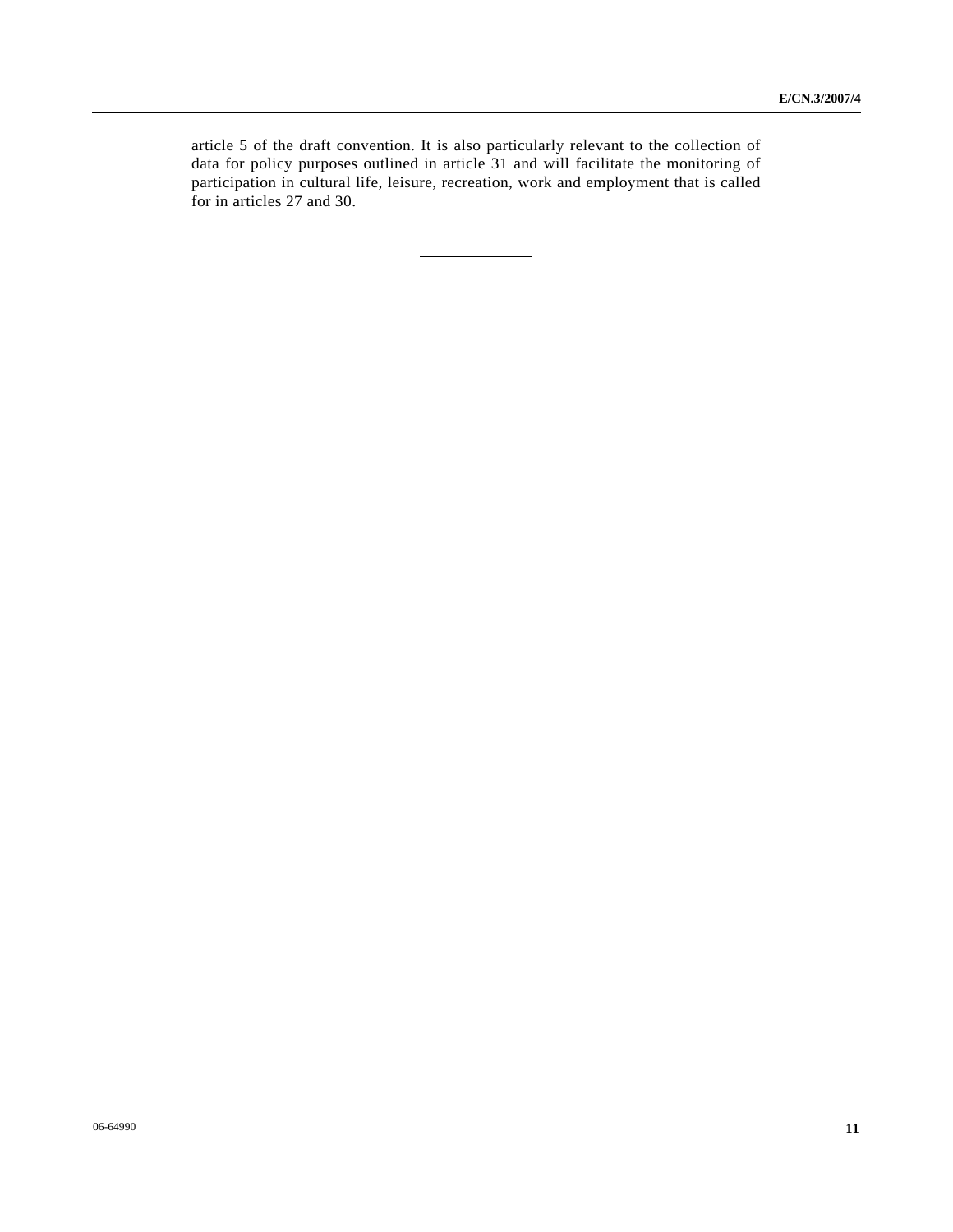article 5 of the draft convention. It is also particularly relevant to the collection of data for policy purposes outlined in article 31 and will facilitate the monitoring of participation in cultural life, leisure, recreation, work and employment that is called for in articles 27 and 30.